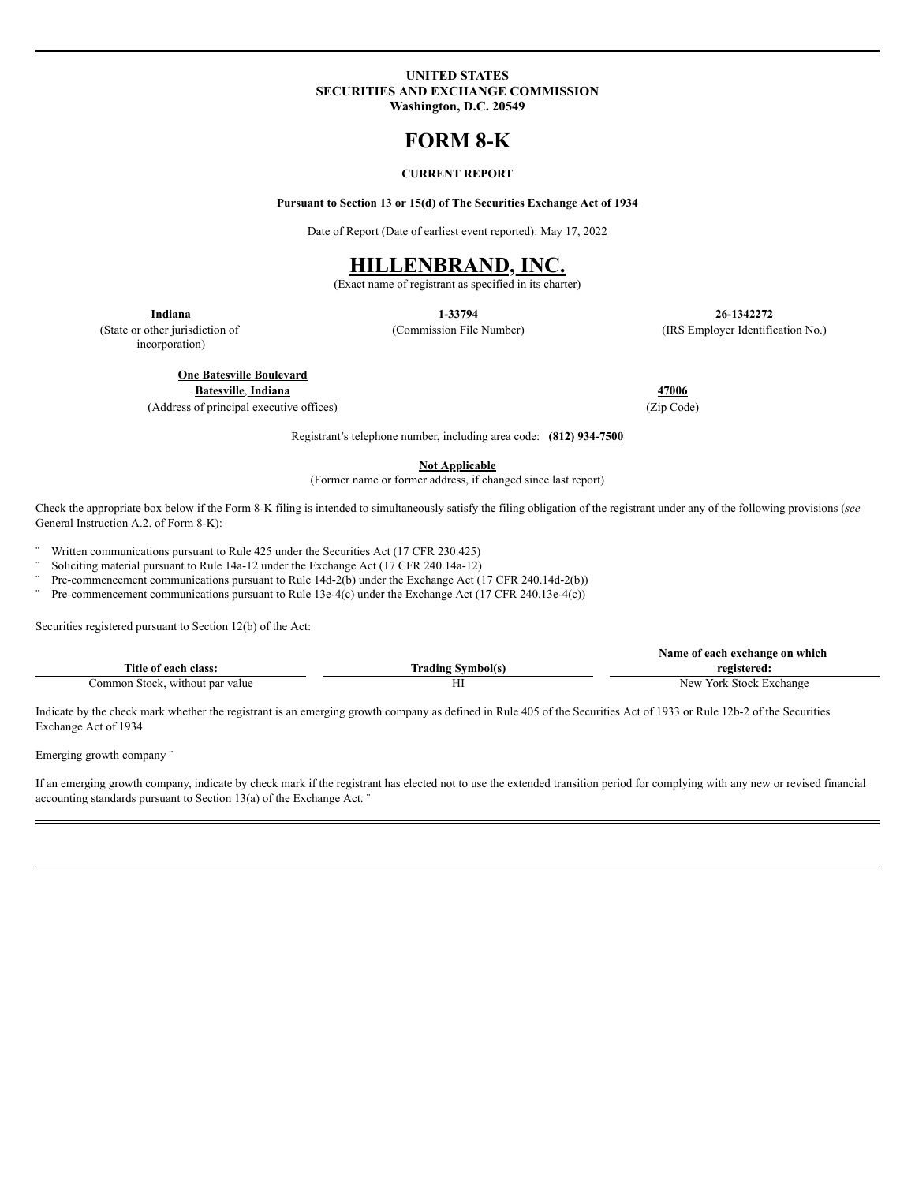**UNITED STATES**
**SECURITIES AND EXCHANGE COMMISSION**
**Washington, D.C. 20549**

# FORM 8-K

**CURRENT REPORT**

**Pursuant to Section 13 or 15(d) of The Securities Exchange Act of 1934**

Date of Report (Date of earliest event reported): May 17, 2022

# HILLENBRAND, INC.

(Exact name of registrant as specified in its charter)

| **Indiana** | **1-33794** | **26-1342272** |
|---|---|---|
| (State or other jurisdiction of incorporation) | (Commission File Number) | (IRS Employer Identification No.) |

| **One Batesville Boulevard Batesville, Indiana** | **47006** |
|---|---|
| (Address of principal executive offices) | (Zip Code) |

Registrant's telephone number, including area code: **(812) 934-7500**

**Not Applicable**
(Former name or former address, if changed since last report)

Check the appropriate box below if the Form 8-K filing is intended to simultaneously satisfy the filing obligation of the registrant under any of the following provisions (*see* General Instruction A.2. of Form 8-K):

¨ Written communications pursuant to Rule 425 under the Securities Act (17 CFR 230.425)
¨ Soliciting material pursuant to Rule 14a-12 under the Exchange Act (17 CFR 240.14a-12)
¨ Pre-commencement communications pursuant to Rule 14d-2(b) under the Exchange Act (17 CFR 240.14d-2(b))
¨ Pre-commencement communications pursuant to Rule 13e-4(c) under the Exchange Act (17 CFR 240.13e-4(c))

Securities registered pursuant to Section 12(b) of the Act:

| Title of each class: | Trading Symbol(s) | Name of each exchange on which registered: |
|---|---|---|
| Common Stock, without par value | HI | New York Stock Exchange |

Indicate by the check mark whether the registrant is an emerging growth company as defined in Rule 405 of the Securities Act of 1933 or Rule 12b-2 of the Securities Exchange Act of 1934.

Emerging growth company ¨

If an emerging growth company, indicate by check mark if the registrant has elected not to use the extended transition period for complying with any new or revised financial accounting standards pursuant to Section 13(a) of the Exchange Act. ¨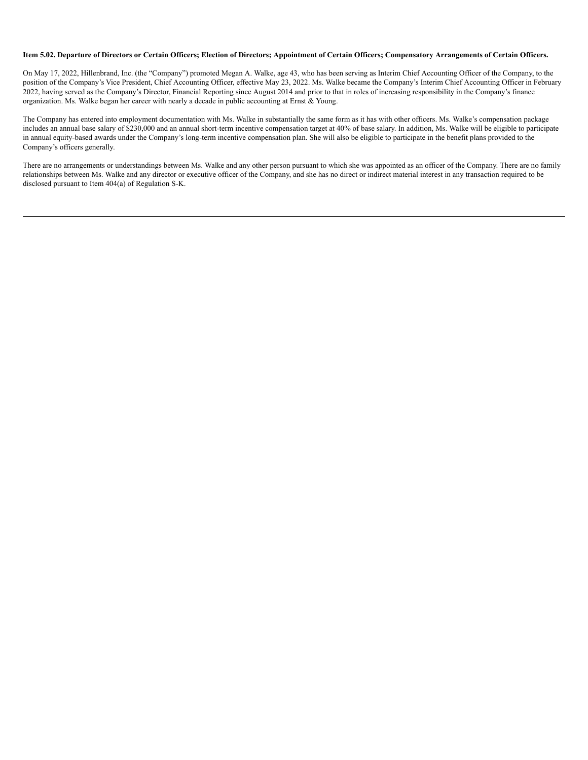**Item 5.02. Departure of Directors or Certain Officers; Election of Directors; Appointment of Certain Officers; Compensatory Arrangements of Certain Officers.**

On May 17, 2022, Hillenbrand, Inc. (the "Company") promoted Megan A. Walke, age 43, who has been serving as Interim Chief Accounting Officer of the Company, to the position of the Company's Vice President, Chief Accounting Officer, effective May 23, 2022. Ms. Walke became the Company's Interim Chief Accounting Officer in February 2022, having served as the Company's Director, Financial Reporting since August 2014 and prior to that in roles of increasing responsibility in the Company's finance organization. Ms. Walke began her career with nearly a decade in public accounting at Ernst & Young.

The Company has entered into employment documentation with Ms. Walke in substantially the same form as it has with other officers. Ms. Walke's compensation package includes an annual base salary of $230,000 and an annual short-term incentive compensation target at 40% of base salary. In addition, Ms. Walke will be eligible to participate in annual equity-based awards under the Company's long-term incentive compensation plan. She will also be eligible to participate in the benefit plans provided to the Company's officers generally.

There are no arrangements or understandings between Ms. Walke and any other person pursuant to which she was appointed as an officer of the Company. There are no family relationships between Ms. Walke and any director or executive officer of the Company, and she has no direct or indirect material interest in any transaction required to be disclosed pursuant to Item 404(a) of Regulation S-K.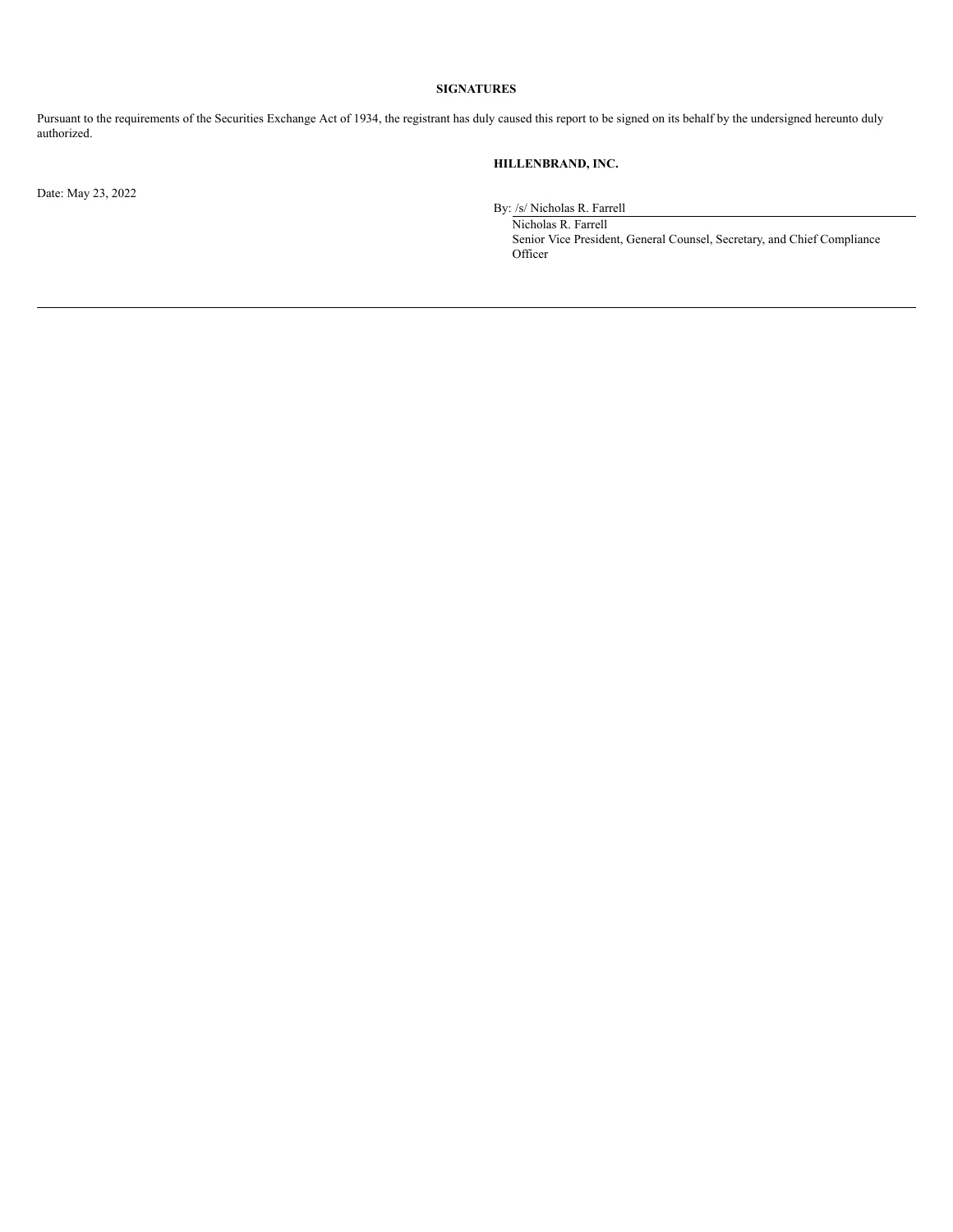**SIGNATURES**

Pursuant to the requirements of the Securities Exchange Act of 1934, the registrant has duly caused this report to be signed on its behalf by the undersigned hereunto duly authorized.

**HILLENBRAND, INC.**

Date: May 23, 2022

By: /s/ Nicholas R. Farrell
Nicholas R. Farrell
Senior Vice President, General Counsel, Secretary, and Chief Compliance Officer